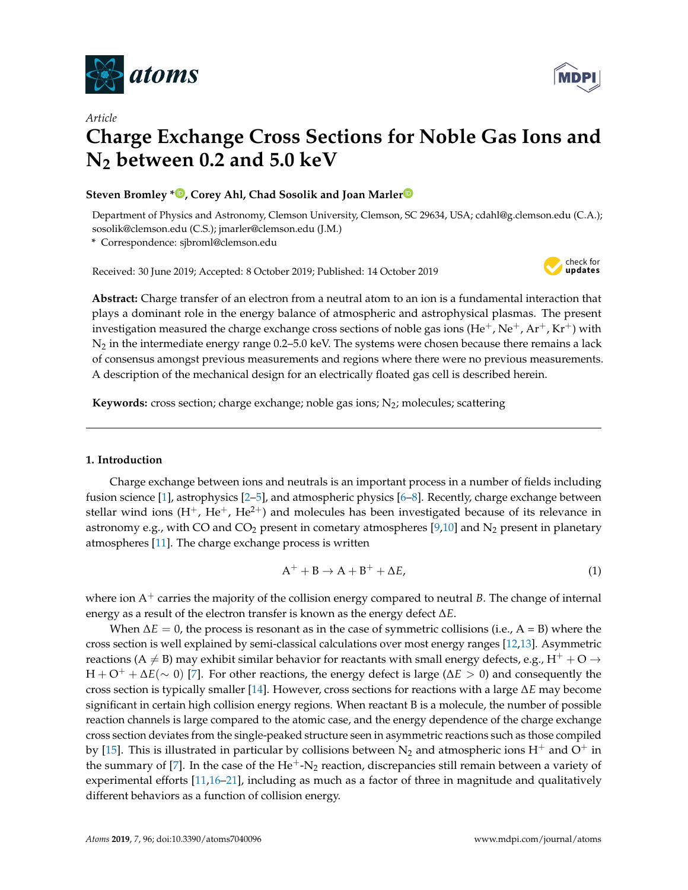*atoms*

Article

# Charge Exchange Cross Sections for Noble Gas Ions and $N_2$ between 0.2 and 5.0 keV

**Steven Bromley *, Corey Ahl, Chad Sosolik and Joan Marler**

Department of Physics and Astronomy, Clemson University, Clemson, SC 29634, USA; cdahl@g.clemson.edu (C.A.); sosolik@clemson.edu (C.S.); jmarler@clemson.edu (J.M.)

\* Correspondence: sjbroml@clemson.edu

Received: 30 June 2019; Accepted: 8 October 2019; Published: 14 October 2019

**Abstract:** Charge transfer of an electron from a neutral atom to an ion is a fundamental interaction that plays a dominant role in the energy balance of atmospheric and astrophysical plasmas. The present investigation measured the charge exchange cross sections of noble gas ions ($He^+$, $Ne^+$, $Ar^+$, $Kr^+$) with $N_2$ in the intermediate energy range 0.2–5.0 keV. The systems were chosen because there remains a lack of consensus amongst previous measurements and regions where there were no previous measurements. A description of the mechanical design for an electrically floated gas cell is described herein.

**Keywords:** cross section; charge exchange; noble gas ions; $N_2$; molecules; scattering

## 1. Introduction

Charge exchange between ions and neutrals is an important process in a number of fields including fusion science [1], astrophysics [2–5], and atmospheric physics [6–8]. Recently, charge exchange between stellar wind ions ($H^+$, $He^+$, $He^{2+}$) and molecules has been investigated because of its relevance in astronomy e.g., with CO and $CO_2$ present in cometary atmospheres [9,10] and $N_2$ present in planetary atmospheres [11]. The charge exchange process is written

$$A^+ + B \rightarrow A + B^+ + \Delta E, \tag{1}$$

where ion $A^+$ carries the majority of the collision energy compared to neutral $B$. The change of internal energy as a result of the electron transfer is known as the energy defect $\Delta E$.

When $\Delta E = 0$, the process is resonant as in the case of symmetric collisions (i.e., A = B) where the cross section is well explained by semi-classical calculations over most energy ranges [12,13]. Asymmetric reactions ($A \neq B$) may exhibit similar behavior for reactants with small energy defects, e.g., $H^+ + O \rightarrow H + O^+ + \Delta E(\sim 0)$ [7]. For other reactions, the energy defect is large ($\Delta E > 0$) and consequently the cross section is typically smaller [14]. However, cross sections for reactions with a large $\Delta E$ may become significant in certain high collision energy regions. When reactant B is a molecule, the number of possible reaction channels is large compared to the atomic case, and the energy dependence of the charge exchange cross section deviates from the single-peaked structure seen in asymmetric reactions such as those compiled by [15]. This is illustrated in particular by collisions between $N_2$ and atmospheric ions $H^+$ and $O^+$ in the summary of [7]. In the case of the $He^+$-$N_2$ reaction, discrepancies still remain between a variety of experimental efforts [11,16–21], including as much as a factor of three in magnitude and qualitatively different behaviors as a function of collision energy.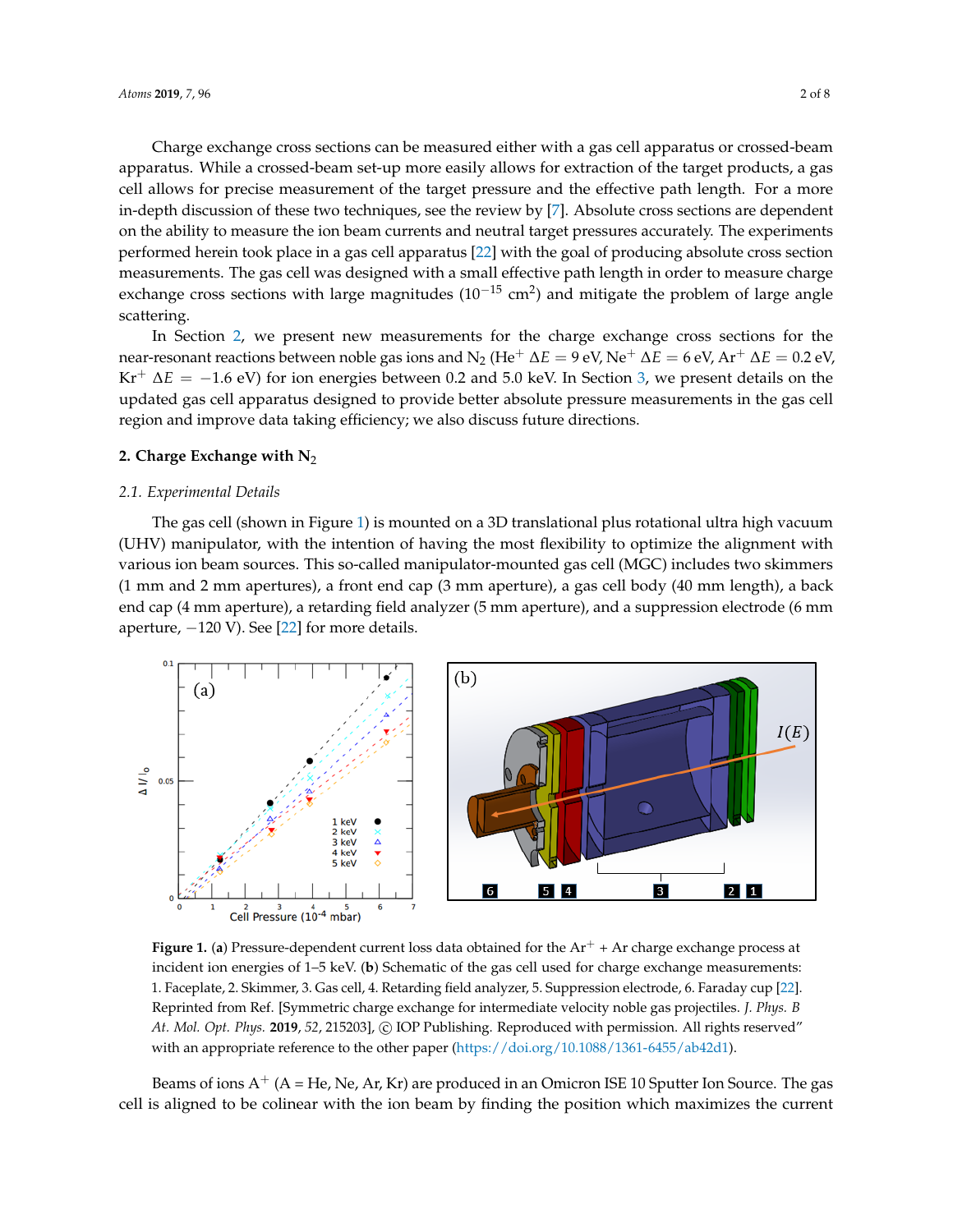Charge exchange cross sections can be measured either with a gas cell apparatus or crossed-beam apparatus. While a crossed-beam set-up more easily allows for extraction of the target products, a gas cell allows for precise measurement of the target pressure and the effective path length. For a more in-depth discussion of these two techniques, see the review by [7]. Absolute cross sections are dependent on the ability to measure the ion beam currents and neutral target pressures accurately. The experiments performed herein took place in a gas cell apparatus [22] with the goal of producing absolute cross section measurements. The gas cell was designed with a small effective path length in order to measure charge exchange cross sections with large magnitudes ($10^{-15}$ cm$^2$) and mitigate the problem of large angle scattering.

In Section 2, we present new measurements for the charge exchange cross sections for the near-resonant reactions between noble gas ions and $N_2$ ($He^+$ $\Delta E = 9$ eV, $Ne^+$ $\Delta E = 6$ eV, $Ar^+$ $\Delta E = 0.2$ eV, $Kr^+$ $\Delta E = -1.6$ eV) for ion energies between 0.2 and 5.0 keV. In Section 3, we present details on the updated gas cell apparatus designed to provide better absolute pressure measurements in the gas cell region and improve data taking efficiency; we also discuss future directions.

## 2. Charge Exchange with $N_2$

### 2.1. Experimental Details

The gas cell (shown in Figure 1) is mounted on a 3D translational plus rotational ultra high vacuum (UHV) manipulator, with the intention of having the most flexibility to optimize the alignment with various ion beam sources. This so-called manipulator-mounted gas cell (MGC) includes two skimmers (1 mm and 2 mm apertures), a front end cap (3 mm aperture), a gas cell body (40 mm length), a back end cap (4 mm aperture), a retarding field analyzer (5 mm aperture), and a suppression electrode (6 mm aperture, −120 V). See [22] for more details.

**Figure 1.** (**a**) Pressure-dependent current loss data obtained for the $Ar^+$ + Ar charge exchange process at incident ion energies of 1–5 keV. (**b**) Schematic of the gas cell used for charge exchange measurements: 1. Faceplate, 2. Skimmer, 3. Gas cell, 4. Retarding field analyzer, 5. Suppression electrode, 6. Faraday cup [22]. Reprinted from Ref. [Symmetric charge exchange for intermediate velocity noble gas projectiles. *J. Phys. B At. Mol. Opt. Phys.* **2019**, *52*, 215203], © IOP Publishing. Reproduced with permission. All rights reserved" with an appropriate reference to the other paper (https://doi.org/10.1088/1361-6455/ab42d1).

Beams of ions $A^+$ (A = He, Ne, Ar, Kr) are produced in an Omicron ISE 10 Sputter Ion Source. The gas cell is aligned to be colinear with the ion beam by finding the position which maximizes the current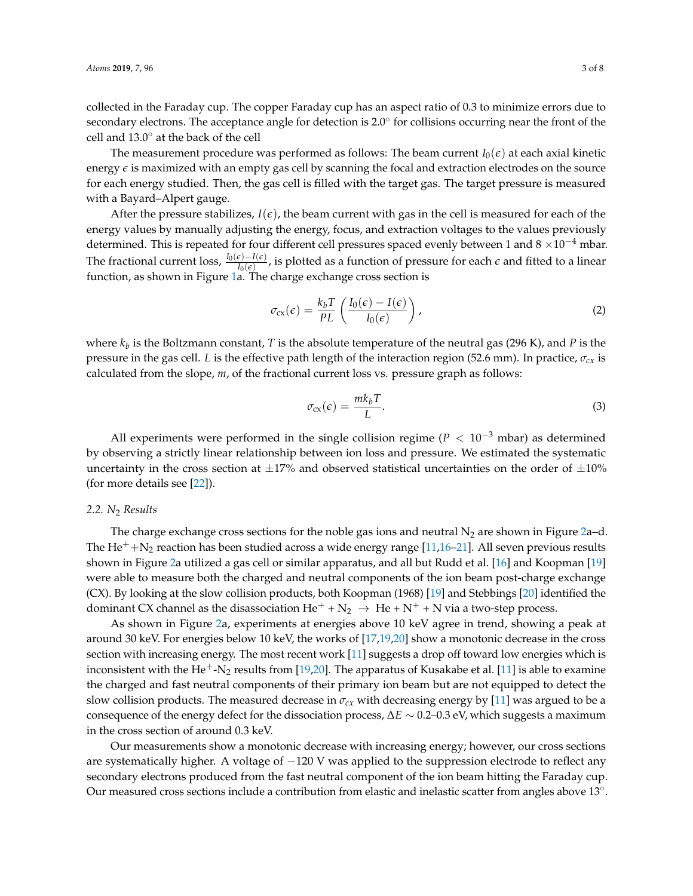collected in the Faraday cup. The copper Faraday cup has an aspect ratio of 0.3 to minimize errors due to secondary electrons. The acceptance angle for detection is 2.0° for collisions occurring near the front of the cell and 13.0° at the back of the cell

The measurement procedure was performed as follows: The beam current $I_0(\epsilon)$ at each axial kinetic energy $\epsilon$ is maximized with an empty gas cell by scanning the focal and extraction electrodes on the source for each energy studied. Then, the gas cell is filled with the target gas. The target pressure is measured with a Bayard–Alpert gauge.

After the pressure stabilizes, $I(\epsilon)$, the beam current with gas in the cell is measured for each of the energy values by manually adjusting the energy, focus, and extraction voltages to the values previously determined. This is repeated for four different cell pressures spaced evenly between 1 and 8 $\times 10^{-4}$ mbar. The fractional current loss, $\frac{I_0(\epsilon)-I(\epsilon)}{I_0(\epsilon)}$, is plotted as a function of pressure for each $\epsilon$ and fitted to a linear function, as shown in Figure 1a. The charge exchange cross section is

$$\sigma_{\text{cx}}(\epsilon) = \frac{k_b T}{PL}\left(\frac{I_0(\epsilon) - I(\epsilon)}{I_0(\epsilon)}\right), \tag{2}$$

where $k_b$ is the Boltzmann constant, $T$ is the absolute temperature of the neutral gas (296 K), and $P$ is the pressure in the gas cell. $L$ is the effective path length of the interaction region (52.6 mm). In practice, $\sigma_{cx}$ is calculated from the slope, $m$, of the fractional current loss vs. pressure graph as follows:

$$\sigma_{\text{cx}}(\epsilon) = \frac{m k_b T}{L}. \tag{3}$$

All experiments were performed in the single collision regime ($P < 10^{-3}$ mbar) as determined by observing a strictly linear relationship between ion loss and pressure. We estimated the systematic uncertainty in the cross section at ±17% and observed statistical uncertainties on the order of ±10% (for more details see [22]).

### 2.2. $N_2$ Results

The charge exchange cross sections for the noble gas ions and neutral $N_2$ are shown in Figure 2a–d. The $He^+$+$N_2$ reaction has been studied across a wide energy range [11,16–21]. All seven previous results shown in Figure 2a utilized a gas cell or similar apparatus, and all but Rudd et al. [16] and Koopman [19] were able to measure both the charged and neutral components of the ion beam post-charge exchange (CX). By looking at the slow collision products, both Koopman (1968) [19] and Stebbings [20] identified the dominant CX channel as the disassociation $He^+ + N_2 \rightarrow He + N^+ + N$ via a two-step process.

As shown in Figure 2a, experiments at energies above 10 keV agree in trend, showing a peak at around 30 keV. For energies below 10 keV, the works of [17,19,20] show a monotonic decrease in the cross section with increasing energy. The most recent work [11] suggests a drop off toward low energies which is inconsistent with the $He^+$-$N_2$ results from [19,20]. The apparatus of Kusakabe et al. [11] is able to examine the charged and fast neutral components of their primary ion beam but are not equipped to detect the slow collision products. The measured decrease in $\sigma_{cx}$ with decreasing energy by [11] was argued to be a consequence of the energy defect for the dissociation process, $\Delta E \sim 0.2$–0.3 eV, which suggests a maximum in the cross section of around 0.3 keV.

Our measurements show a monotonic decrease with increasing energy; however, our cross sections are systematically higher. A voltage of −120 V was applied to the suppression electrode to reflect any secondary electrons produced from the fast neutral component of the ion beam hitting the Faraday cup. Our measured cross sections include a contribution from elastic and inelastic scatter from angles above 13°.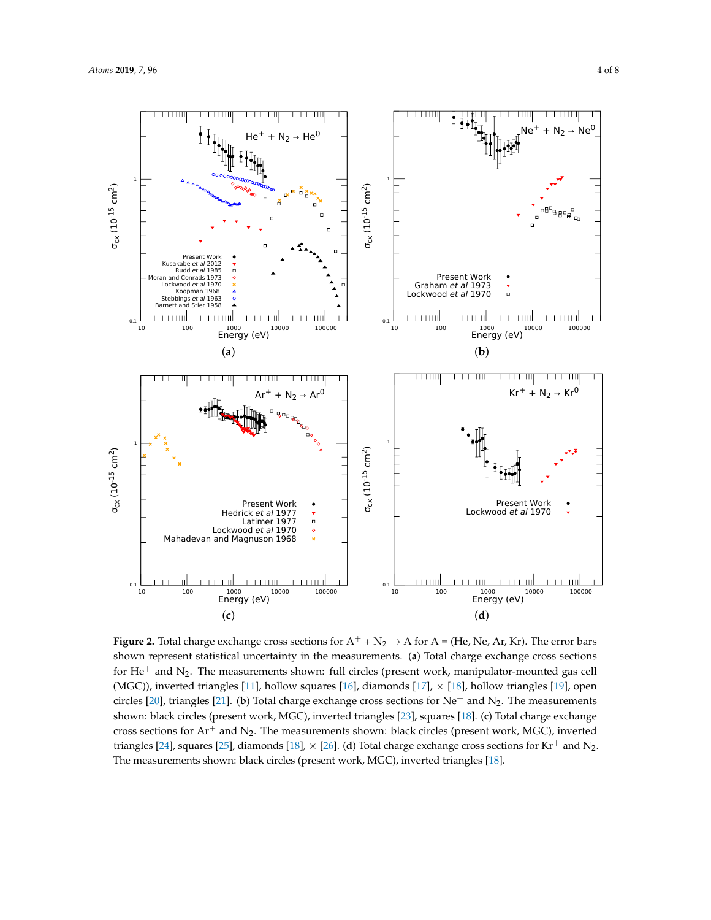**Figure 2.** Total charge exchange cross sections for $A^+ + N_2 \rightarrow A$ for A = (He, Ne, Ar, Kr). The error bars shown represent statistical uncertainty in the measurements. (**a**) Total charge exchange cross sections for $He^+$ and $N_2$. The measurements shown: full circles (present work, manipulator-mounted gas cell (MGC)), inverted triangles [11], hollow squares [16], diamonds [17], × [18], hollow triangles [19], open circles [20], triangles [21]. (**b**) Total charge exchange cross sections for $Ne^+$ and $N_2$. The measurements shown: black circles (present work, MGC), inverted triangles [23], squares [18]. (**c**) Total charge exchange cross sections for $Ar^+$ and $N_2$. The measurements shown: black circles (present work, MGC), inverted triangles [24], squares [25], diamonds [18], × [26]. (**d**) Total charge exchange cross sections for $Kr^+$ and $N_2$. The measurements shown: black circles (present work, MGC), inverted triangles [18].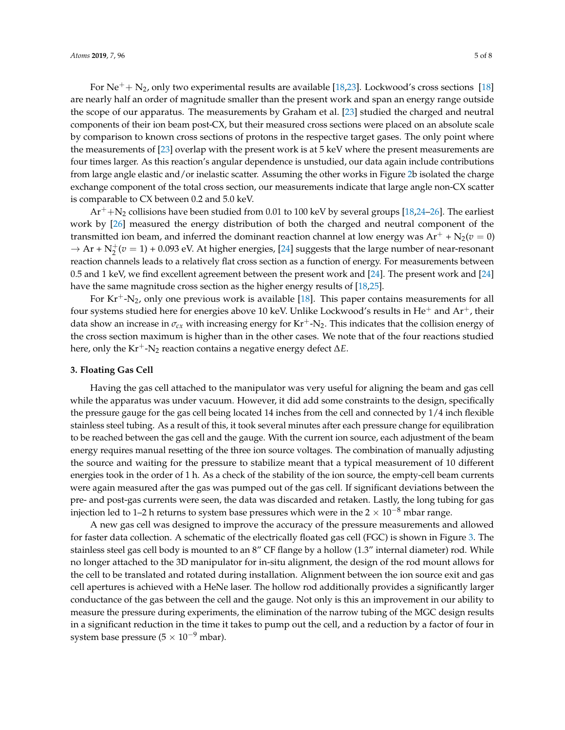For $Ne^+ + N_2$, only two experimental results are available [18,23]. Lockwood's cross sections [18] are nearly half an order of magnitude smaller than the present work and span an energy range outside the scope of our apparatus. The measurements by Graham et al. [23] studied the charged and neutral components of their ion beam post-CX, but their measured cross sections were placed on an absolute scale by comparison to known cross sections of protons in the respective target gases. The only point where the measurements of [23] overlap with the present work is at 5 keV where the present measurements are four times larger. As this reaction's angular dependence is unstudied, our data again include contributions from large angle elastic and/or inelastic scatter. Assuming the other works in Figure 2b isolated the charge exchange component of the total cross section, our measurements indicate that large angle non-CX scatter is comparable to CX between 0.2 and 5.0 keV.

$Ar^+ + N_2$ collisions have been studied from 0.01 to 100 keV by several groups [18,24–26]. The earliest work by [26] measured the energy distribution of both the charged and neutral component of the transmitted ion beam, and inferred the dominant reaction channel at low energy was $Ar^+ + N_2(v = 0) \rightarrow Ar + N_2^+(v = 1) + 0.093$ eV. At higher energies, [24] suggests that the large number of near-resonant reaction channels leads to a relatively flat cross section as a function of energy. For measurements between 0.5 and 1 keV, we find excellent agreement between the present work and [24]. The present work and [24] have the same magnitude cross section as the higher energy results of [18,25].

For $Kr^+$-$N_2$, only one previous work is available [18]. This paper contains measurements for all four systems studied here for energies above 10 keV. Unlike Lockwood's results in $He^+$ and $Ar^+$, their data show an increase in $\sigma_{cx}$ with increasing energy for $Kr^+$-$N_2$. This indicates that the collision energy of the cross section maximum is higher than in the other cases. We note that of the four reactions studied here, only the $Kr^+$-$N_2$ reaction contains a negative energy defect $\Delta E$.

### 3. Floating Gas Cell

Having the gas cell attached to the manipulator was very useful for aligning the beam and gas cell while the apparatus was under vacuum. However, it did add some constraints to the design, specifically the pressure gauge for the gas cell being located 14 inches from the cell and connected by 1/4 inch flexible stainless steel tubing. As a result of this, it took several minutes after each pressure change for equilibration to be reached between the gas cell and the gauge. With the current ion source, each adjustment of the beam energy requires manual resetting of the three ion source voltages. The combination of manually adjusting the source and waiting for the pressure to stabilize meant that a typical measurement of 10 different energies took in the order of 1 h. As a check of the stability of the ion source, the empty-cell beam currents were again measured after the gas was pumped out of the gas cell. If significant deviations between the pre- and post-gas currents were seen, the data was discarded and retaken. Lastly, the long tubing for gas injection led to 1–2 h returns to system base pressures which were in the $2 \times 10^{-8}$ mbar range.

A new gas cell was designed to improve the accuracy of the pressure measurements and allowed for faster data collection. A schematic of the electrically floated gas cell (FGC) is shown in Figure 3. The stainless steel gas cell body is mounted to an 8″ CF flange by a hollow (1.3″ internal diameter) rod. While no longer attached to the 3D manipulator for in-situ alignment, the design of the rod mount allows for the cell to be translated and rotated during installation. Alignment between the ion source exit and gas cell apertures is achieved with a HeNe laser. The hollow rod additionally provides a significantly larger conductance of the gas between the cell and the gauge. Not only is this an improvement in our ability to measure the pressure during experiments, the elimination of the narrow tubing of the MGC design results in a significant reduction in the time it takes to pump out the cell, and a reduction by a factor of four in system base pressure ($5 \times 10^{-9}$ mbar).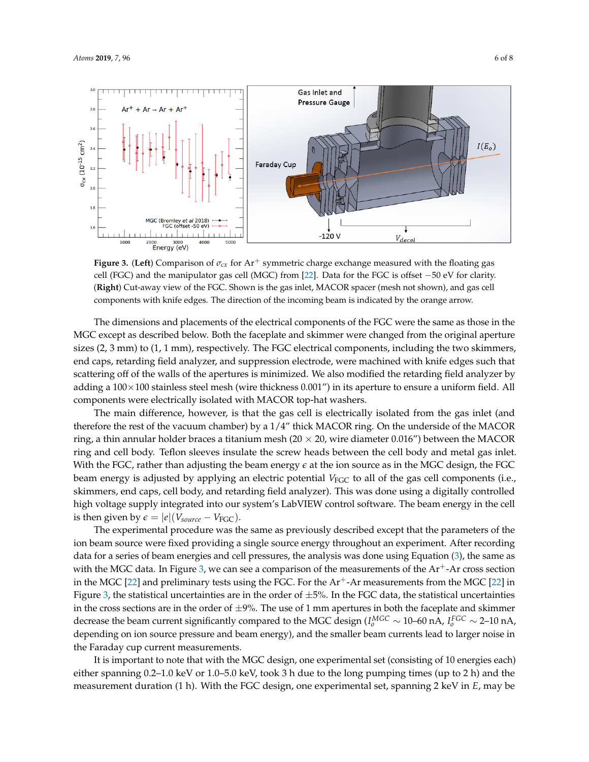**Figure 3.** (**Left**) Comparison of $\sigma_{cx}$ for $Ar^+$ symmetric charge exchange measured with the floating gas cell (FGC) and the manipulator gas cell (MGC) from [22]. Data for the FGC is offset −50 eV for clarity. (**Right**) Cut-away view of the FGC. Shown is the gas inlet, MACOR spacer (mesh not shown), and gas cell components with knife edges. The direction of the incoming beam is indicated by the orange arrow.

The dimensions and placements of the electrical components of the FGC were the same as those in the MGC except as described below. Both the faceplate and skimmer were changed from the original aperture sizes (2, 3 mm) to (1, 1 mm), respectively. The FGC electrical components, including the two skimmers, end caps, retarding field analyzer, and suppression electrode, were machined with knife edges such that scattering off of the walls of the apertures is minimized. We also modified the retarding field analyzer by adding a 100×100 stainless steel mesh (wire thickness 0.001″) in its aperture to ensure a uniform field. All components were electrically isolated with MACOR top-hat washers.

The main difference, however, is that the gas cell is electrically isolated from the gas inlet (and therefore the rest of the vacuum chamber) by a 1/4″ thick MACOR ring. On the underside of the MACOR ring, a thin annular holder braces a titanium mesh (20 × 20, wire diameter 0.016″) between the MACOR ring and cell body. Teflon sleeves insulate the screw heads between the cell body and metal gas inlet. With the FGC, rather than adjusting the beam energy $\epsilon$ at the ion source as in the MGC design, the FGC beam energy is adjusted by applying an electric potential $V_{\mathrm{FGC}}$ to all of the gas cell components (i.e., skimmers, end caps, cell body, and retarding field analyzer). This was done using a digitally controlled high voltage supply integrated into our system's LabVIEW control software. The beam energy in the cell is then given by $\epsilon = |e|(V_{source} - V_{\mathrm{FGC}})$.

The experimental procedure was the same as previously described except that the parameters of the ion beam source were fixed providing a single source energy throughout an experiment. After recording data for a series of beam energies and cell pressures, the analysis was done using Equation (3), the same as with the MGC data. In Figure 3, we can see a comparison of the measurements of the $Ar^+$-Ar cross section in the MGC [22] and preliminary tests using the FGC. For the $Ar^+$-Ar measurements from the MGC [22] in Figure 3, the statistical uncertainties are in the order of ±5%. In the FGC data, the statistical uncertainties in the cross sections are in the order of ±9%. The use of 1 mm apertures in both the faceplate and skimmer decrease the beam current significantly compared to the MGC design ($I_o^{MGC} \sim$ 10–60 nA, $I_o^{FGC} \sim$ 2–10 nA, depending on ion source pressure and beam energy), and the smaller beam currents lead to larger noise in the Faraday cup current measurements.

It is important to note that with the MGC design, one experimental set (consisting of 10 energies each) either spanning 0.2–1.0 keV or 1.0–5.0 keV, took 3 h due to the long pumping times (up to 2 h) and the measurement duration (1 h). With the FGC design, one experimental set, spanning 2 keV in $E$, may be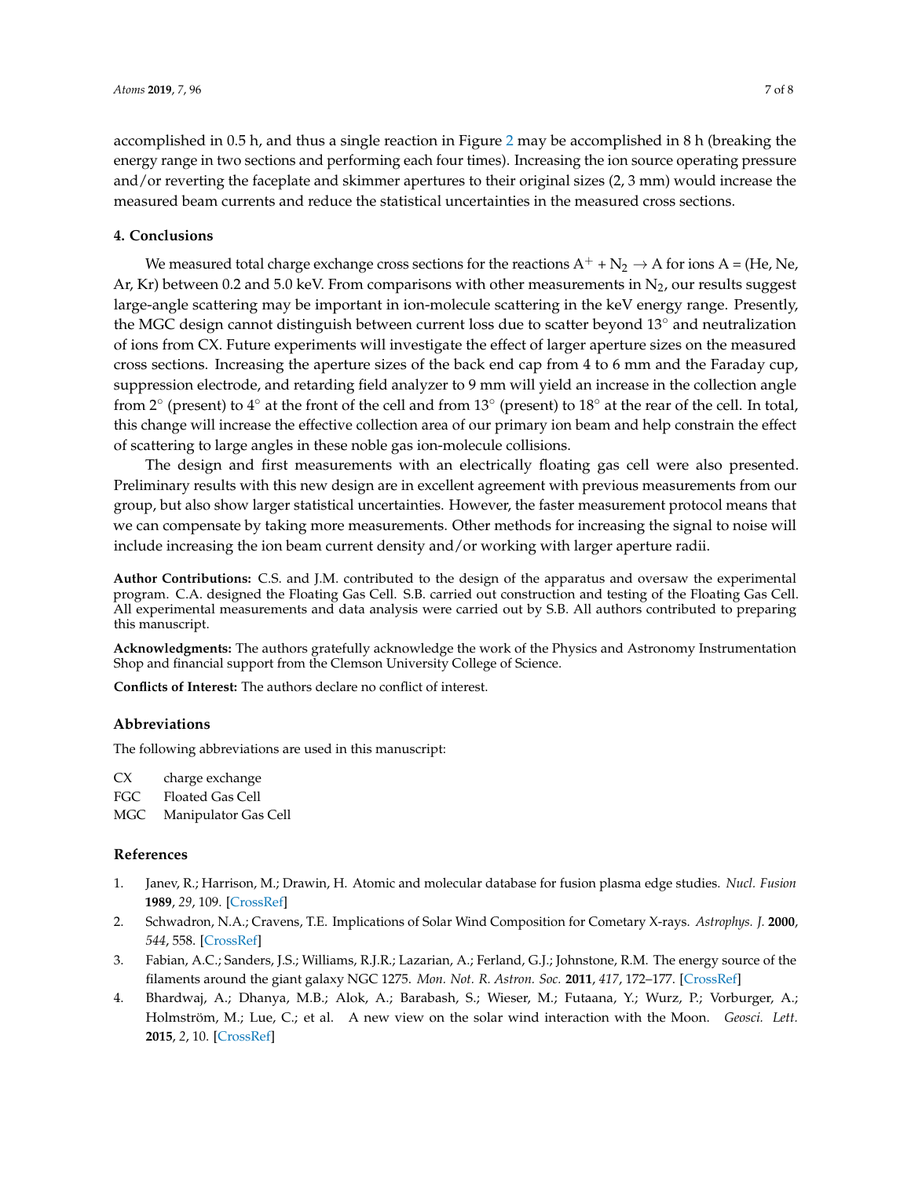accomplished in 0.5 h, and thus a single reaction in Figure 2 may be accomplished in 8 h (breaking the energy range in two sections and performing each four times). Increasing the ion source operating pressure and/or reverting the faceplate and skimmer apertures to their original sizes (2, 3 mm) would increase the measured beam currents and reduce the statistical uncertainties in the measured cross sections.

## 4. Conclusions

We measured total charge exchange cross sections for the reactions $A^+ + N_2 \rightarrow A$ for ions A = (He, Ne, Ar, Kr) between 0.2 and 5.0 keV. From comparisons with other measurements in $N_2$, our results suggest large-angle scattering may be important in ion-molecule scattering in the keV energy range. Presently, the MGC design cannot distinguish between current loss due to scatter beyond 13° and neutralization of ions from CX. Future experiments will investigate the effect of larger aperture sizes on the measured cross sections. Increasing the aperture sizes of the back end cap from 4 to 6 mm and the Faraday cup, suppression electrode, and retarding field analyzer to 9 mm will yield an increase in the collection angle from 2° (present) to 4° at the front of the cell and from 13° (present) to 18° at the rear of the cell. In total, this change will increase the effective collection area of our primary ion beam and help constrain the effect of scattering to large angles in these noble gas ion-molecule collisions.

The design and first measurements with an electrically floating gas cell were also presented. Preliminary results with this new design are in excellent agreement with previous measurements from our group, but also show larger statistical uncertainties. However, the faster measurement protocol means that we can compensate by taking more measurements. Other methods for increasing the signal to noise will include increasing the ion beam current density and/or working with larger aperture radii.

**Author Contributions:** C.S. and J.M. contributed to the design of the apparatus and oversaw the experimental program. C.A. designed the Floating Gas Cell. S.B. carried out construction and testing of the Floating Gas Cell. All experimental measurements and data analysis were carried out by S.B. All authors contributed to preparing this manuscript.

**Acknowledgments:** The authors gratefully acknowledge the work of the Physics and Astronomy Instrumentation Shop and financial support from the Clemson University College of Science.

**Conflicts of Interest:** The authors declare no conflict of interest.

## Abbreviations

The following abbreviations are used in this manuscript:

| | |
|---|---|
| CX | charge exchange |
| FGC | Floated Gas Cell |
| MGC | Manipulator Gas Cell |

## References

1. Janev, R.; Harrison, M.; Drawin, H. Atomic and molecular database for fusion plasma edge studies. *Nucl. Fusion* **1989**, *29*, 109. [CrossRef]
2. Schwadron, N.A.; Cravens, T.E. Implications of Solar Wind Composition for Cometary X-rays. *Astrophys. J.* **2000**, *544*, 558. [CrossRef]
3. Fabian, A.C.; Sanders, J.S.; Williams, R.J.R.; Lazarian, A.; Ferland, G.J.; Johnstone, R.M. The energy source of the filaments around the giant galaxy NGC 1275. *Mon. Not. R. Astron. Soc.* **2011**, *417*, 172–177. [CrossRef]
4. Bhardwaj, A.; Dhanya, M.B.; Alok, A.; Barabash, S.; Wieser, M.; Futaana, Y.; Wurz, P.; Vorburger, A.; Holmström, M.; Lue, C.; et al. A new view on the solar wind interaction with the Moon. *Geosci. Lett.* **2015**, *2*, 10. [CrossRef]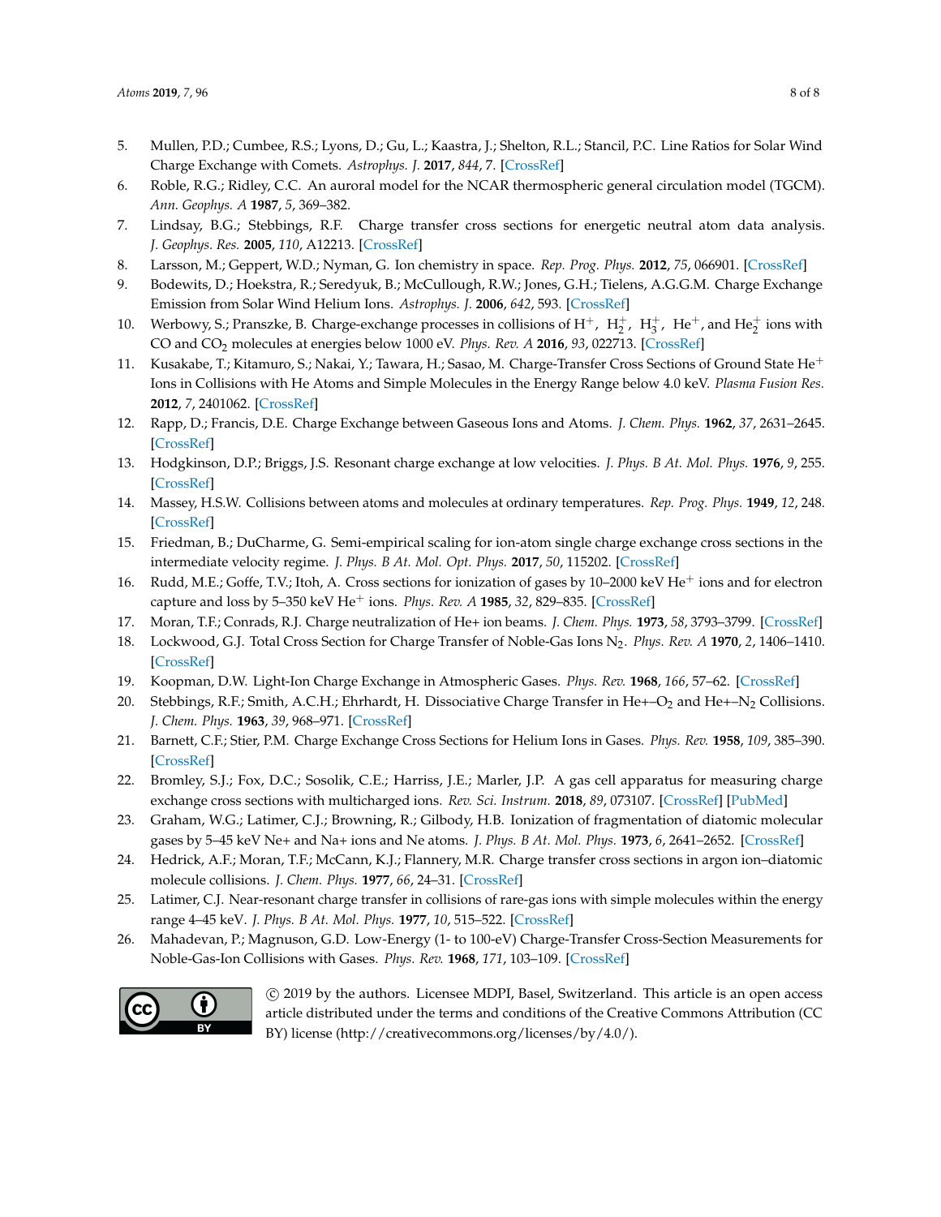5. Mullen, P.D.; Cumbee, R.S.; Lyons, D.; Gu, L.; Kaastra, J.; Shelton, R.L.; Stancil, P.C. Line Ratios for Solar Wind Charge Exchange with Comets. *Astrophys. J.* **2017**, *844*, 7. [CrossRef]
6. Roble, R.G.; Ridley, C.C. An auroral model for the NCAR thermospheric general circulation model (TGCM). *Ann. Geophys. A* **1987**, *5*, 369–382.
7. Lindsay, B.G.; Stebbings, R.F. Charge transfer cross sections for energetic neutral atom data analysis. *J. Geophys. Res.* **2005**, *110*, A12213. [CrossRef]
8. Larsson, M.; Geppert, W.D.; Nyman, G. Ion chemistry in space. *Rep. Prog. Phys.* **2012**, *75*, 066901. [CrossRef]
9. Bodewits, D.; Hoekstra, R.; Seredyuk, B.; McCullough, R.W.; Jones, G.H.; Tielens, A.G.G.M. Charge Exchange Emission from Solar Wind Helium Ions. *Astrophys. J.* **2006**, *642*, 593. [CrossRef]
10. Werbowy, S.; Pranszke, B. Charge-exchange processes in collisions of $H^+$, $H_2^+$, $H_3^+$, $He^+$, and $He_2^+$ ions with CO and $CO_2$ molecules at energies below 1000 eV. *Phys. Rev. A* **2016**, *93*, 022713. [CrossRef]
11. Kusakabe, T.; Kitamuro, S.; Nakai, Y.; Tawara, H.; Sasao, M. Charge-Transfer Cross Sections of Ground State $He^+$ Ions in Collisions with He Atoms and Simple Molecules in the Energy Range below 4.0 keV. *Plasma Fusion Res.* **2012**, *7*, 2401062. [CrossRef]
12. Rapp, D.; Francis, D.E. Charge Exchange between Gaseous Ions and Atoms. *J. Chem. Phys.* **1962**, *37*, 2631–2645. [CrossRef]
13. Hodgkinson, D.P.; Briggs, J.S. Resonant charge exchange at low velocities. *J. Phys. B At. Mol. Phys.* **1976**, *9*, 255. [CrossRef]
14. Massey, H.S.W. Collisions between atoms and molecules at ordinary temperatures. *Rep. Prog. Phys.* **1949**, *12*, 248. [CrossRef]
15. Friedman, B.; DuCharme, G. Semi-empirical scaling for ion-atom single charge exchange cross sections in the intermediate velocity regime. *J. Phys. B At. Mol. Opt. Phys.* **2017**, *50*, 115202. [CrossRef]
16. Rudd, M.E.; Goffe, T.V.; Itoh, A. Cross sections for ionization of gases by 10–2000 keV $He^+$ ions and for electron capture and loss by 5–350 keV $He^+$ ions. *Phys. Rev. A* **1985**, *32*, 829–835. [CrossRef]
17. Moran, T.F.; Conrads, R.J. Charge neutralization of He+ ion beams. *J. Chem. Phys.* **1973**, *58*, 3793–3799. [CrossRef]
18. Lockwood, G.J. Total Cross Section for Charge Transfer of Noble-Gas Ions $N_2$. *Phys. Rev. A* **1970**, *2*, 1406–1410. [CrossRef]
19. Koopman, D.W. Light-Ion Charge Exchange in Atmospheric Gases. *Phys. Rev.* **1968**, *166*, 57–62. [CrossRef]
20. Stebbings, R.F.; Smith, A.C.H.; Ehrhardt, H. Dissociative Charge Transfer in He+–$O_2$ and He+–$N_2$ Collisions. *J. Chem. Phys.* **1963**, *39*, 968–971. [CrossRef]
21. Barnett, C.F.; Stier, P.M. Charge Exchange Cross Sections for Helium Ions in Gases. *Phys. Rev.* **1958**, *109*, 385–390. [CrossRef]
22. Bromley, S.J.; Fox, D.C.; Sosolik, C.E.; Harriss, J.E.; Marler, J.P. A gas cell apparatus for measuring charge exchange cross sections with multicharged ions. *Rev. Sci. Instrum.* **2018**, *89*, 073107. [CrossRef] [PubMed]
23. Graham, W.G.; Latimer, C.J.; Browning, R.; Gilbody, H.B. Ionization of fragmentation of diatomic molecular gases by 5–45 keV Ne+ and Na+ ions and Ne atoms. *J. Phys. B At. Mol. Phys.* **1973**, *6*, 2641–2652. [CrossRef]
24. Hedrick, A.F.; Moran, T.F.; McCann, K.J.; Flannery, M.R. Charge transfer cross sections in argon ion–diatomic molecule collisions. *J. Chem. Phys.* **1977**, *66*, 24–31. [CrossRef]
25. Latimer, C.J. Near-resonant charge transfer in collisions of rare-gas ions with simple molecules within the energy range 4–45 keV. *J. Phys. B At. Mol. Phys.* **1977**, *10*, 515–522. [CrossRef]
26. Mahadevan, P.; Magnuson, G.D. Low-Energy (1- to 100-eV) Charge-Transfer Cross-Section Measurements for Noble-Gas-Ion Collisions with Gases. *Phys. Rev.* **1968**, *171*, 103–109. [CrossRef]

© 2019 by the authors. Licensee MDPI, Basel, Switzerland. This article is an open access article distributed under the terms and conditions of the Creative Commons Attribution (CC BY) license (http://creativecommons.org/licenses/by/4.0/).